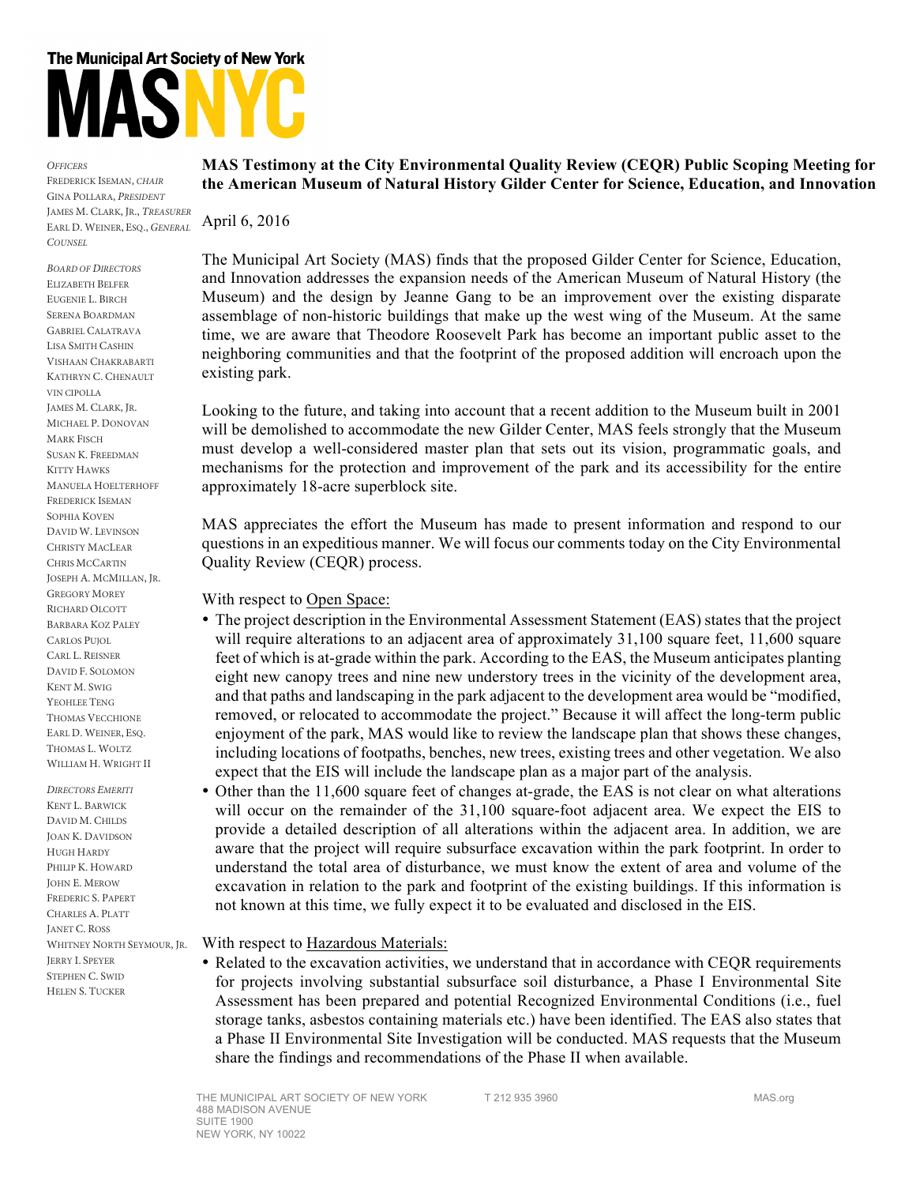# The Municipal Art Society of New York

# MASNYC

*OFFICERS*
FREDERICK ISEMAN, *CHAIR*
GINA POLLARA, *PRESIDENT*
JAMES M. CLARK, JR., *TREASURER*
EARL D. WEINER, ESQ., *GENERAL COUNSEL*

*BOARD OF DIRECTORS*
ELIZABETH BELFER
EUGENIE L. BIRCH
SERENA BOARDMAN
GABRIEL CALATRAVA
LISA SMITH CASHIN
VISHAAN CHAKRABARTI
KATHRYN C. CHENAULT
VIN CIPOLLA
JAMES M. CLARK, JR.
MICHAEL P. DONOVAN
MARK FISCH
SUSAN K. FREEDMAN
KITTY HAWKS
MANUELA HOELTERHOFF
FREDERICK ISEMAN
SOPHIA KOVEN
DAVID W. LEVINSON
CHRISTY MACLEAR
CHRIS MCCARTIN
JOSEPH A. MCMILLAN, JR.
GREGORY MOREY
RICHARD OLCOTT
BARBARA KOZ PALEY
CARLOS PUJOL
CARL L. REISNER
DAVID F. SOLOMON
KENT M. SWIG
YEOHLEE TENG
THOMAS VECCHIONE
EARL D. WEINER, ESQ.
THOMAS L. WOLTZ
WILLIAM H. WRIGHT II

*DIRECTORS EMERITI*
KENT L. BARWICK
DAVID M. CHILDS
JOAN K. DAVIDSON
HUGH HARDY
PHILIP K. HOWARD
JOHN E. MEROW
FREDERIC S. PAPERT
CHARLES A. PLATT
JANET C. ROSS
WHITNEY NORTH SEYMOUR, JR.
JERRY I. SPEYER
STEPHEN C. SWID
HELEN S. TUCKER

**MAS Testimony at the City Environmental Quality Review (CEQR) Public Scoping Meeting for the American Museum of Natural History Gilder Center for Science, Education, and Innovation**

April 6, 2016

The Municipal Art Society (MAS) finds that the proposed Gilder Center for Science, Education, and Innovation addresses the expansion needs of the American Museum of Natural History (the Museum) and the design by Jeanne Gang to be an improvement over the existing disparate assemblage of non-historic buildings that make up the west wing of the Museum. At the same time, we are aware that Theodore Roosevelt Park has become an important public asset to the neighboring communities and that the footprint of the proposed addition will encroach upon the existing park.

Looking to the future, and taking into account that a recent addition to the Museum built in 2001 will be demolished to accommodate the new Gilder Center, MAS feels strongly that the Museum must develop a well-considered master plan that sets out its vision, programmatic goals, and mechanisms for the protection and improvement of the park and its accessibility for the entire approximately 18-acre superblock site.

MAS appreciates the effort the Museum has made to present information and respond to our questions in an expeditious manner. We will focus our comments today on the City Environmental Quality Review (CEQR) process.

With respect to Open Space:

- The project description in the Environmental Assessment Statement (EAS) states that the project will require alterations to an adjacent area of approximately 31,100 square feet, 11,600 square feet of which is at-grade within the park. According to the EAS, the Museum anticipates planting eight new canopy trees and nine new understory trees in the vicinity of the development area, and that paths and landscaping in the park adjacent to the development area would be "modified, removed, or relocated to accommodate the project." Because it will affect the long-term public enjoyment of the park, MAS would like to review the landscape plan that shows these changes, including locations of footpaths, benches, new trees, existing trees and other vegetation. We also expect that the EIS will include the landscape plan as a major part of the analysis.
- Other than the 11,600 square feet of changes at-grade, the EAS is not clear on what alterations will occur on the remainder of the 31,100 square-foot adjacent area. We expect the EIS to provide a detailed description of all alterations within the adjacent area. In addition, we are aware that the project will require subsurface excavation within the park footprint. In order to understand the total area of disturbance, we must know the extent of area and volume of the excavation in relation to the park and footprint of the existing buildings. If this information is not known at this time, we fully expect it to be evaluated and disclosed in the EIS.

With respect to Hazardous Materials:

- Related to the excavation activities, we understand that in accordance with CEQR requirements for projects involving substantial subsurface soil disturbance, a Phase I Environmental Site Assessment has been prepared and potential Recognized Environmental Conditions (i.e., fuel storage tanks, asbestos containing materials etc.) have been identified. The EAS also states that a Phase II Environmental Site Investigation will be conducted. MAS requests that the Museum share the findings and recommendations of the Phase II when available.

THE MUNICIPAL ART SOCIETY OF NEW YORK
488 MADISON AVENUE
SUITE 1900
NEW YORK, NY 10022

T 212 935 3960

MAS.org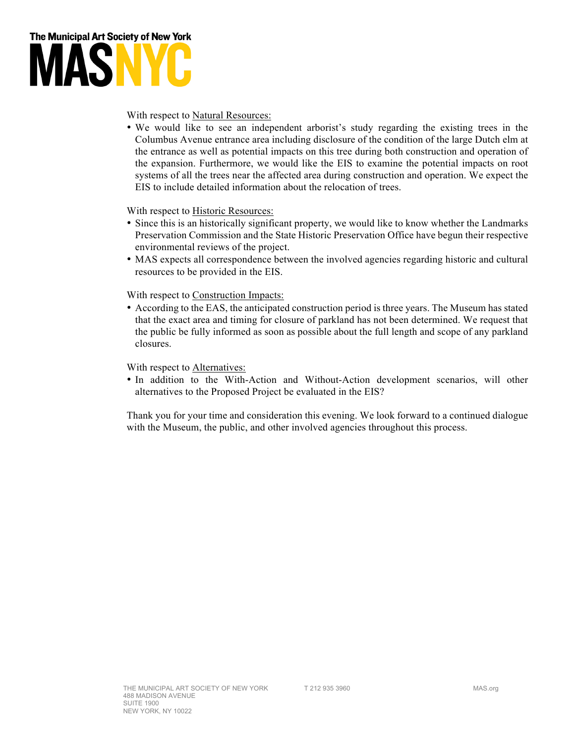With respect to Natural Resources:

- We would like to see an independent arborist's study regarding the existing trees in the Columbus Avenue entrance area including disclosure of the condition of the large Dutch elm at the entrance as well as potential impacts on this tree during both construction and operation of the expansion. Furthermore, we would like the EIS to examine the potential impacts on root systems of all the trees near the affected area during construction and operation. We expect the EIS to include detailed information about the relocation of trees.

With respect to Historic Resources:

- Since this is an historically significant property, we would like to know whether the Landmarks Preservation Commission and the State Historic Preservation Office have begun their respective environmental reviews of the project.
- MAS expects all correspondence between the involved agencies regarding historic and cultural resources to be provided in the EIS.

With respect to Construction Impacts:

- According to the EAS, the anticipated construction period is three years. The Museum has stated that the exact area and timing for closure of parkland has not been determined. We request that the public be fully informed as soon as possible about the full length and scope of any parkland closures.

With respect to Alternatives:

- In addition to the With-Action and Without-Action development scenarios, will other alternatives to the Proposed Project be evaluated in the EIS?

Thank you for your time and consideration this evening. We look forward to a continued dialogue with the Museum, the public, and other involved agencies throughout this process.